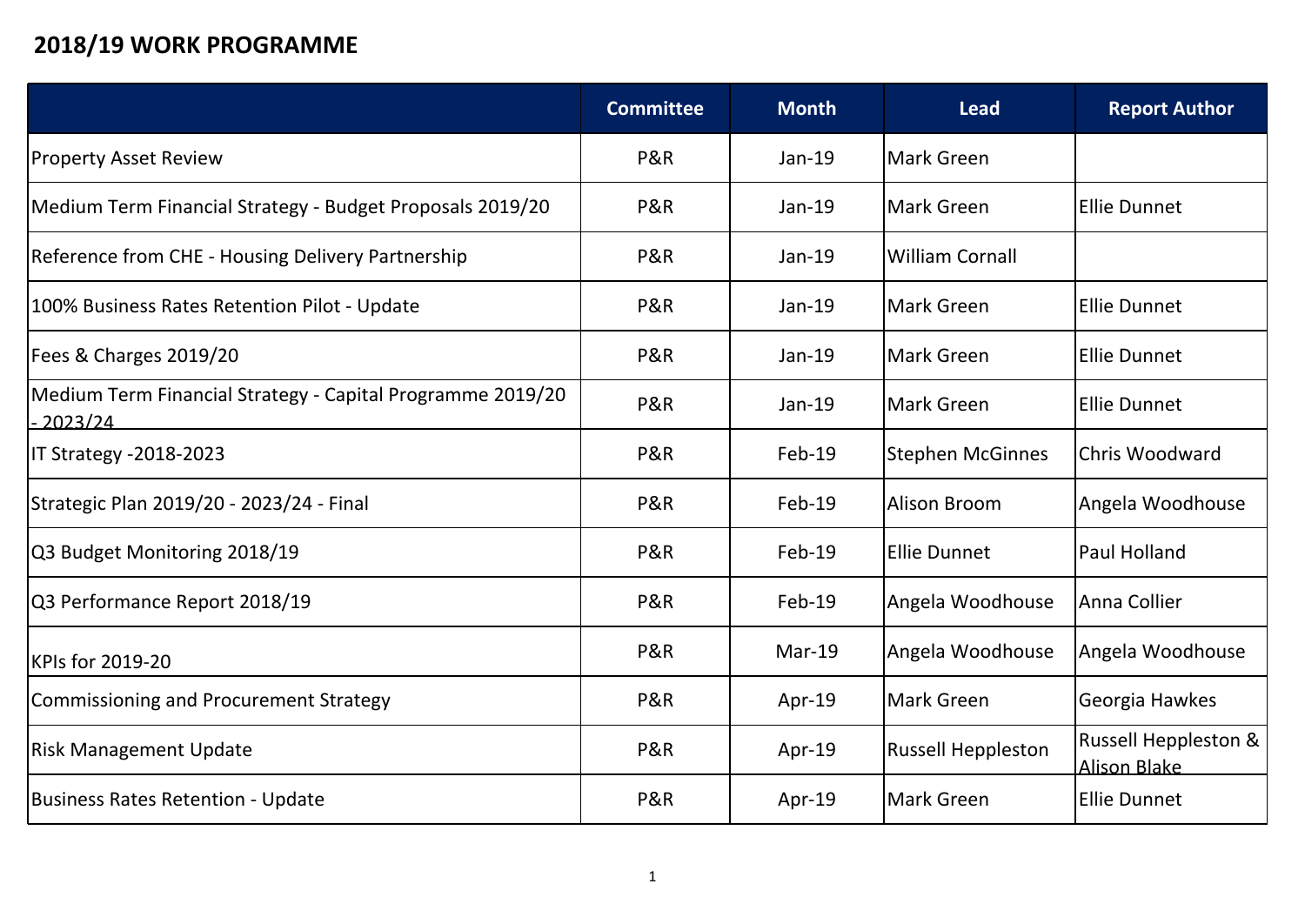# 2018/19 WORK PROGRAMME

| | Committee | Month | Lead | Report Author |
|---|---|---|---|---|
| Property Asset Review | P&R | Jan-19 | Mark Green | |
| Medium Term Financial Strategy - Budget Proposals 2019/20 | P&R | Jan-19 | Mark Green | Ellie Dunnet |
| Reference from CHE - Housing Delivery Partnership | P&R | Jan-19 | William Cornall | |
| 100% Business Rates Retention Pilot - Update | P&R | Jan-19 | Mark Green | Ellie Dunnet |
| Fees & Charges 2019/20 | P&R | Jan-19 | Mark Green | Ellie Dunnet |
| Medium Term Financial Strategy - Capital Programme 2019/20 - 2023/24 | P&R | Jan-19 | Mark Green | Ellie Dunnet |
| IT Strategy -2018-2023 | P&R | Feb-19 | Stephen McGinnes | Chris Woodward |
| Strategic Plan 2019/20 - 2023/24 - Final | P&R | Feb-19 | Alison Broom | Angela Woodhouse |
| Q3 Budget Monitoring 2018/19 | P&R | Feb-19 | Ellie Dunnet | Paul Holland |
| Q3 Performance Report 2018/19 | P&R | Feb-19 | Angela Woodhouse | Anna Collier |
| KPIs for 2019-20 | P&R | Mar-19 | Angela Woodhouse | Angela Woodhouse |
| Commissioning and Procurement Strategy | P&R | Apr-19 | Mark Green | Georgia Hawkes |
| Risk Management Update | P&R | Apr-19 | Russell Heppleston | Russell Heppleston & Alison Blake |
| Business Rates Retention - Update | P&R | Apr-19 | Mark Green | Ellie Dunnet |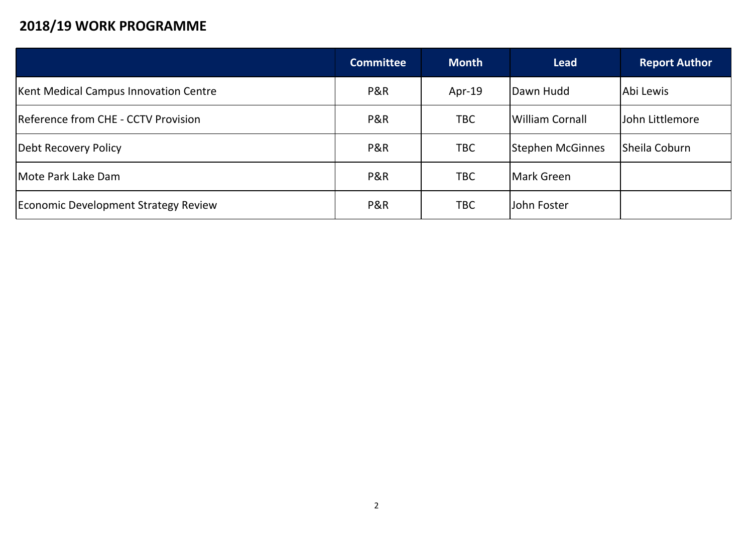## 2018/19 WORK PROGRAMME

| | Committee | Month | Lead | Report Author |
|---|---|---|---|---|
| Kent Medical Campus Innovation Centre | P&R | Apr-19 | Dawn Hudd | Abi Lewis |
| Reference from CHE - CCTV Provision | P&R | TBC | William Cornall | John Littlemore |
| Debt Recovery Policy | P&R | TBC | Stephen McGinnes | Sheila Coburn |
| Mote Park Lake Dam | P&R | TBC | Mark Green | |
| Economic Development Strategy Review | P&R | TBC | John Foster | |